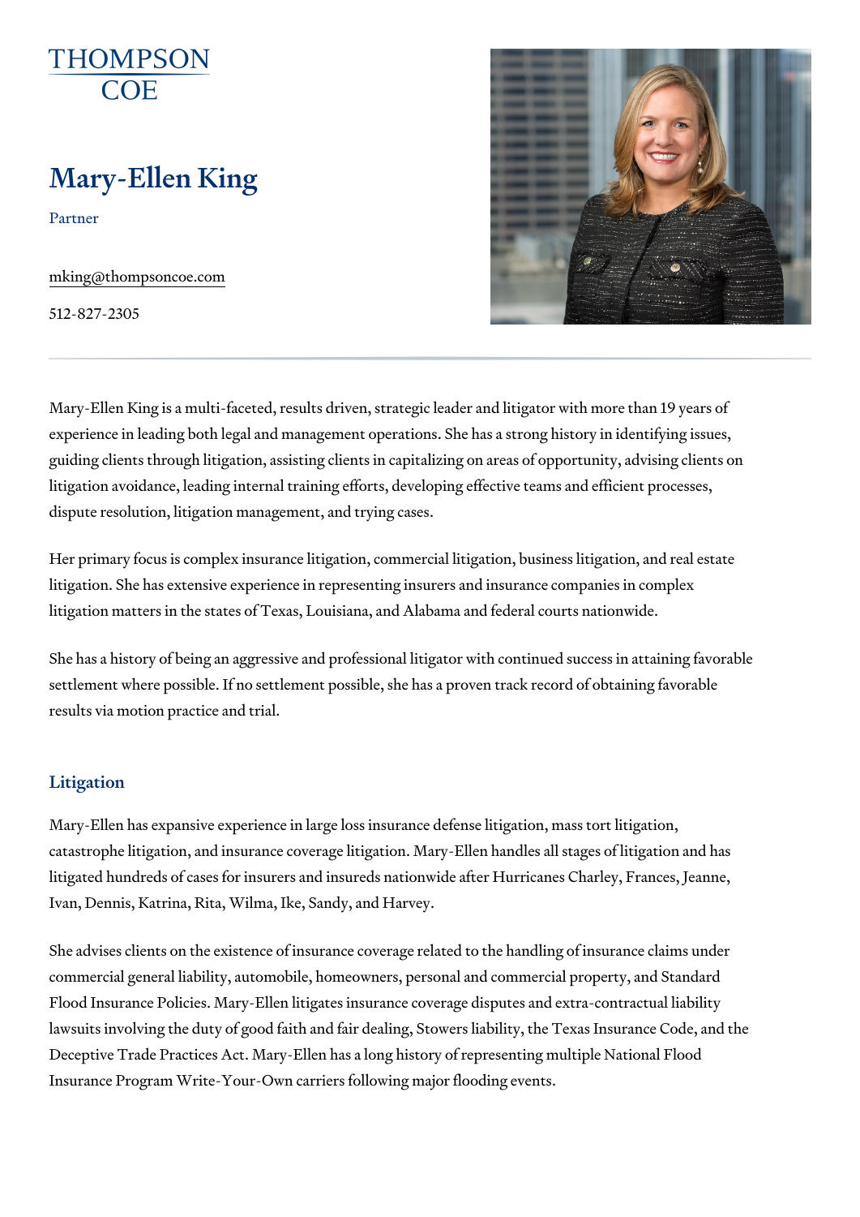THOMPSON COE

# Mary-Ellen King

Partner

mking@thompsoncoe.com

512-827-2305

Mary-Ellen King is a multi-faceted, results driven, strategic leader and litigator with more than 19 years of experience in leading both legal and management operations. She has a strong history in identifying issues, guiding clients through litigation, assisting clients in capitalizing on areas of opportunity, advising clients on litigation avoidance, leading internal training efforts, developing effective teams and efficient processes, dispute resolution, litigation management, and trying cases.

Her primary focus is complex insurance litigation, commercial litigation, business litigation, and real estate litigation. She has extensive experience in representing insurers and insurance companies in complex litigation matters in the states of Texas, Louisiana, and Alabama and federal courts nationwide.

She has a history of being an aggressive and professional litigator with continued success in attaining favorable settlement where possible. If no settlement possible, she has a proven track record of obtaining favorable results via motion practice and trial.

## Litigation

Mary-Ellen has expansive experience in large loss insurance defense litigation, mass tort litigation, catastrophe litigation, and insurance coverage litigation. Mary-Ellen handles all stages of litigation and has litigated hundreds of cases for insurers and insureds nationwide after Hurricanes Charley, Frances, Jeanne, Ivan, Dennis, Katrina, Rita, Wilma, Ike, Sandy, and Harvey.

She advises clients on the existence of insurance coverage related to the handling of insurance claims under commercial general liability, automobile, homeowners, personal and commercial property, and Standard Flood Insurance Policies. Mary-Ellen litigates insurance coverage disputes and extra-contractual liability lawsuits involving the duty of good faith and fair dealing, Stowers liability, the Texas Insurance Code, and the Deceptive Trade Practices Act. Mary-Ellen has a long history of representing multiple National Flood Insurance Program Write-Your-Own carriers following major flooding events.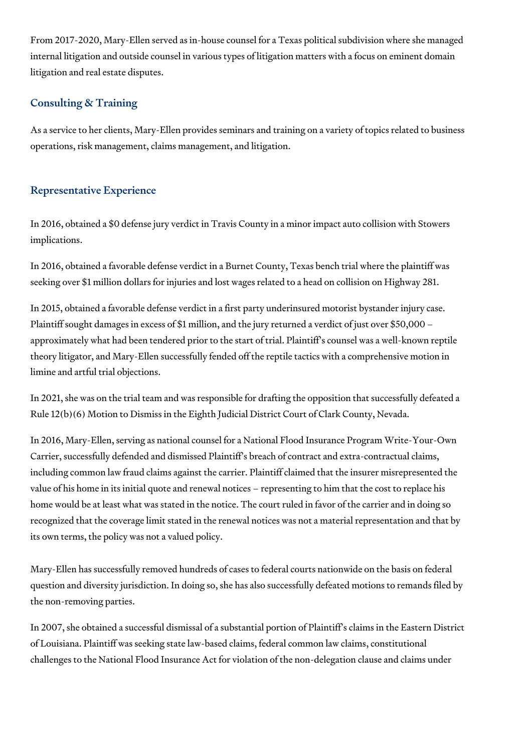From 2017-2020, Mary-Ellen served as in-house counsel for a Texas political subdivision where she managed internal litigation and outside counsel in various types of litigation matters with a focus on eminent domain litigation and real estate disputes.

## Consulting & Training

As a service to her clients, Mary-Ellen provides seminars and training on a variety of topics related to business operations, risk management, claims management, and litigation.

## Representative Experience

In 2016, obtained a $0 defense jury verdict in Travis County in a minor impact auto collision with Stowers implications.

In 2016, obtained a favorable defense verdict in a Burnet County, Texas bench trial where the plaintiff was seeking over $1 million dollars for injuries and lost wages related to a head on collision on Highway 281.

In 2015, obtained a favorable defense verdict in a first party underinsured motorist bystander injury case. Plaintiff sought damages in excess of $1 million, and the jury returned a verdict of just over $50,000 – approximately what had been tendered prior to the start of trial. Plaintiff's counsel was a well-known reptile theory litigator, and Mary-Ellen successfully fended off the reptile tactics with a comprehensive motion in limine and artful trial objections.

In 2021, she was on the trial team and was responsible for drafting the opposition that successfully defeated a Rule 12(b)(6) Motion to Dismiss in the Eighth Judicial District Court of Clark County, Nevada.

In 2016, Mary-Ellen, serving as national counsel for a National Flood Insurance Program Write-Your-Own Carrier, successfully defended and dismissed Plaintiff's breach of contract and extra-contractual claims, including common law fraud claims against the carrier. Plaintiff claimed that the insurer misrepresented the value of his home in its initial quote and renewal notices – representing to him that the cost to replace his home would be at least what was stated in the notice. The court ruled in favor of the carrier and in doing so recognized that the coverage limit stated in the renewal notices was not a material representation and that by its own terms, the policy was not a valued policy.

Mary-Ellen has successfully removed hundreds of cases to federal courts nationwide on the basis on federal question and diversity jurisdiction. In doing so, she has also successfully defeated motions to remands filed by the non-removing parties.

In 2007, she obtained a successful dismissal of a substantial portion of Plaintiff's claims in the Eastern District of Louisiana. Plaintiff was seeking state law-based claims, federal common law claims, constitutional challenges to the National Flood Insurance Act for violation of the non-delegation clause and claims under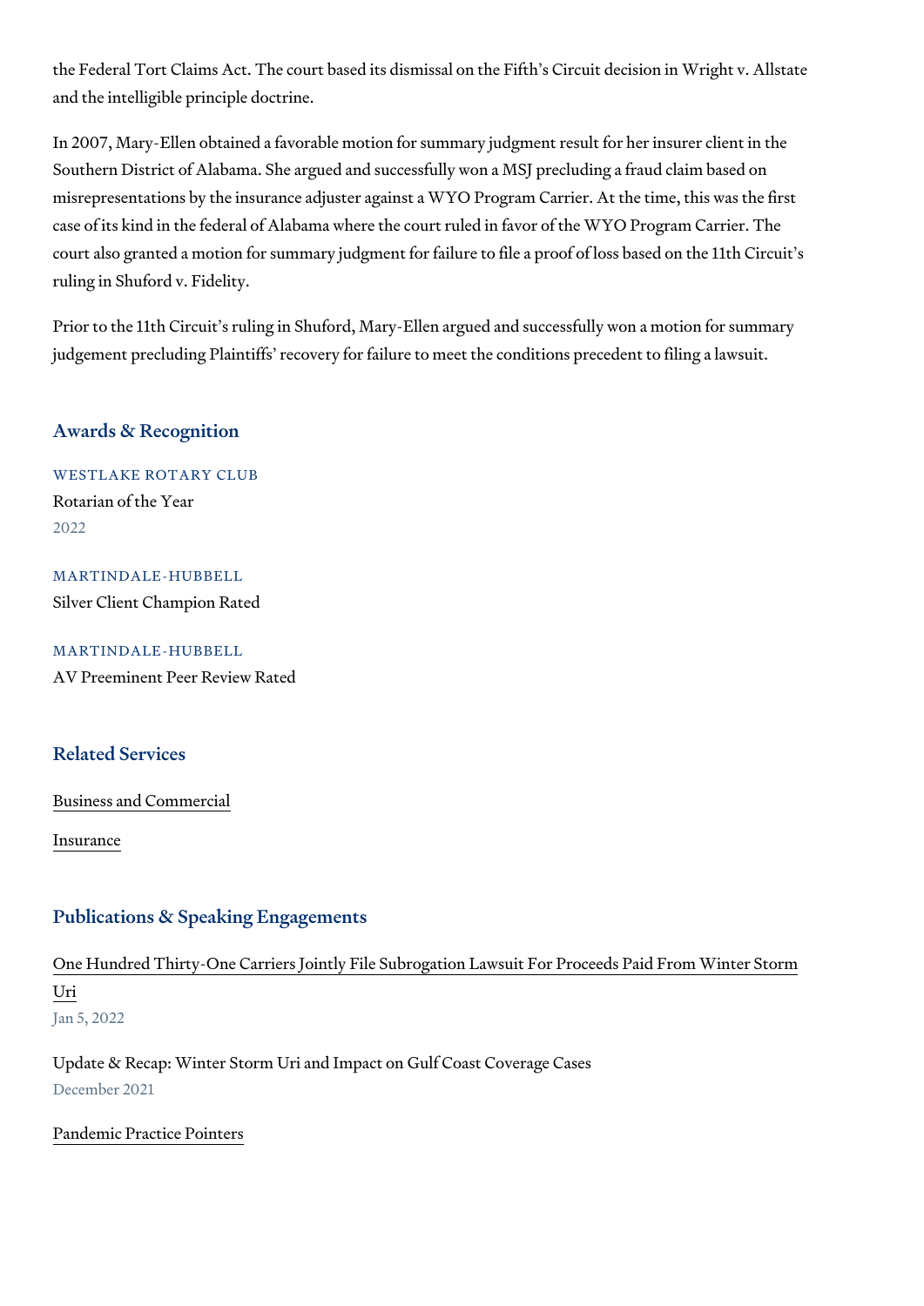the Federal Tort Claims Act. The court based its dismissal on the Fifth's Circuit decision in Wright v. Allstate and the intelligible principle doctrine.

In 2007, Mary-Ellen obtained a favorable motion for summary judgment result for her insurer client in the Southern District of Alabama. She argued and successfully won a MSJ precluding a fraud claim based on misrepresentations by the insurance adjuster against a WYO Program Carrier. At the time, this was the first case of its kind in the federal of Alabama where the court ruled in favor of the WYO Program Carrier. The court also granted a motion for summary judgment for failure to file a proof of loss based on the 11th Circuit's ruling in Shuford v. Fidelity.

Prior to the 11th Circuit's ruling in Shuford, Mary-Ellen argued and successfully won a motion for summary judgement precluding Plaintiffs' recovery for failure to meet the conditions precedent to filing a lawsuit.

## Awards & Recognition

WESTLAKE ROTARY CLUB

Rotarian of the Year

2022

MARTINDALE-HUBBELL

Silver Client Champion Rated

MARTINDALE-HUBBELL

AV Preeminent Peer Review Rated

## Related Services

Business and Commercial

Insurance

## Publications & Speaking Engagements

One Hundred Thirty-One Carriers Jointly File Subrogation Lawsuit For Proceeds Paid From Winter Storm Uri

Jan 5, 2022

Update & Recap: Winter Storm Uri and Impact on Gulf Coast Coverage Cases

December 2021

Pandemic Practice Pointers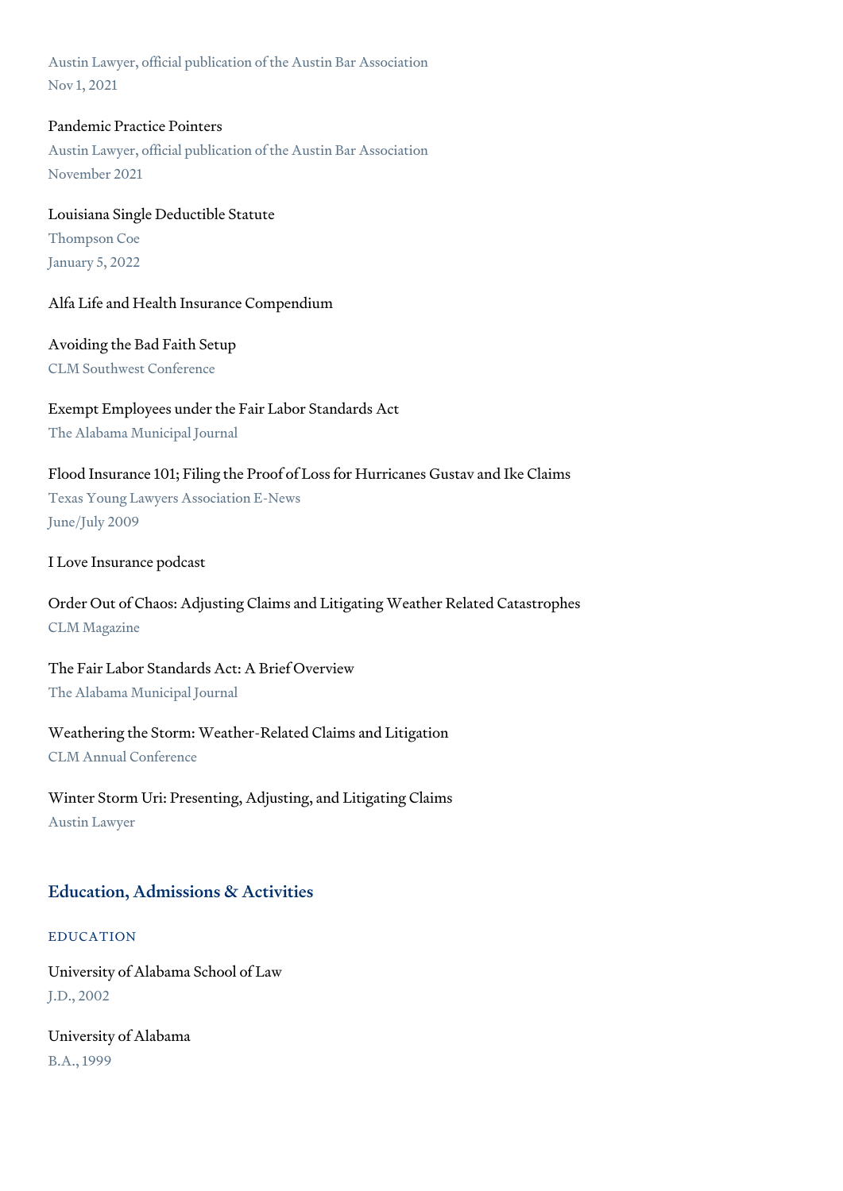Austin Lawyer, official publication of the Austin Bar Association
Nov 1, 2021

Pandemic Practice Pointers
Austin Lawyer, official publication of the Austin Bar Association
November 2021

Louisiana Single Deductible Statute
Thompson Coe
January 5, 2022

Alfa Life and Health Insurance Compendium

Avoiding the Bad Faith Setup
CLM Southwest Conference

Exempt Employees under the Fair Labor Standards Act
The Alabama Municipal Journal

Flood Insurance 101; Filing the Proof of Loss for Hurricanes Gustav and Ike Claims
Texas Young Lawyers Association E-News
June/July 2009

I Love Insurance podcast

Order Out of Chaos: Adjusting Claims and Litigating Weather Related Catastrophes
CLM Magazine

The Fair Labor Standards Act: A Brief Overview
The Alabama Municipal Journal

Weathering the Storm: Weather-Related Claims and Litigation
CLM Annual Conference

Winter Storm Uri: Presenting, Adjusting, and Litigating Claims
Austin Lawyer

## Education, Admissions & Activities

### EDUCATION

University of Alabama School of Law
J.D., 2002

University of Alabama
B.A., 1999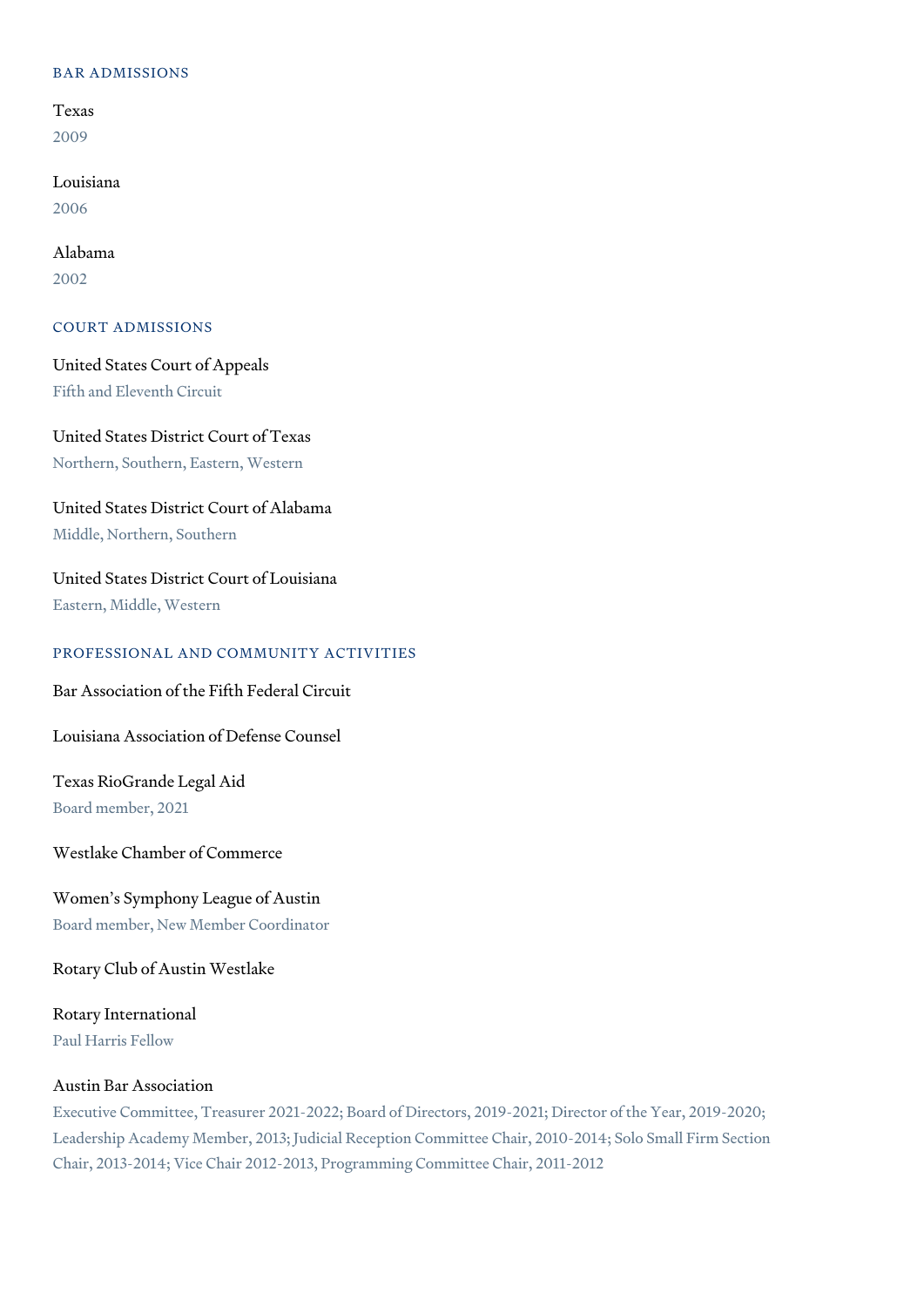## BAR ADMISSIONS

Texas
2009

Louisiana
2006

Alabama
2002

## COURT ADMISSIONS

United States Court of Appeals
Fifth and Eleventh Circuit

United States District Court of Texas
Northern, Southern, Eastern, Western

United States District Court of Alabama
Middle, Northern, Southern

United States District Court of Louisiana
Eastern, Middle, Western

## PROFESSIONAL AND COMMUNITY ACTIVITIES

Bar Association of the Fifth Federal Circuit

Louisiana Association of Defense Counsel

Texas RioGrande Legal Aid
Board member, 2021

Westlake Chamber of Commerce

Women's Symphony League of Austin
Board member, New Member Coordinator

Rotary Club of Austin Westlake

Rotary International
Paul Harris Fellow

Austin Bar Association
Executive Committee, Treasurer 2021-2022; Board of Directors, 2019-2021; Director of the Year, 2019-2020; Leadership Academy Member, 2013; Judicial Reception Committee Chair, 2010-2014; Solo Small Firm Section Chair, 2013-2014; Vice Chair 2012-2013, Programming Committee Chair, 2011-2012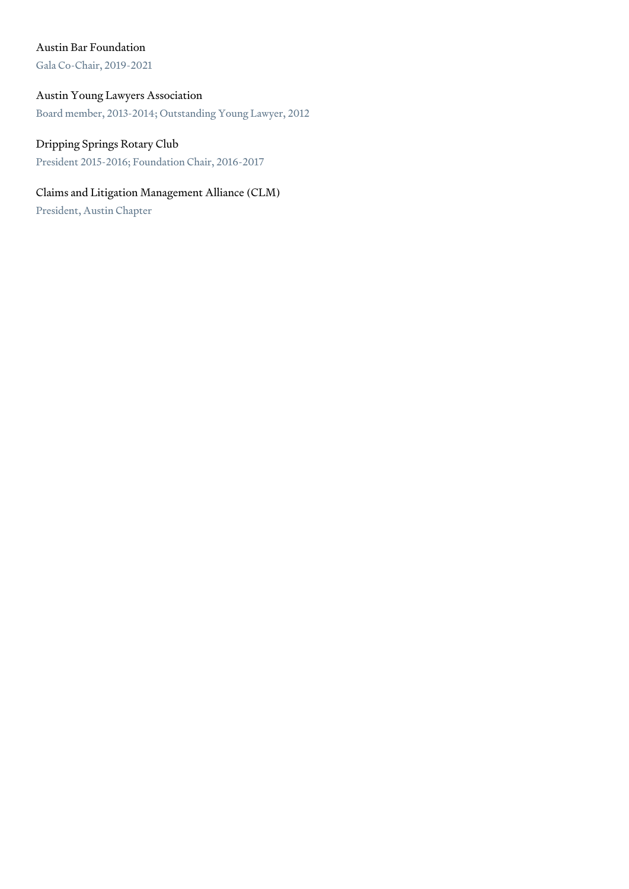Austin Bar Foundation

Gala Co-Chair, 2019-2021

Austin Young Lawyers Association

Board member, 2013-2014; Outstanding Young Lawyer, 2012

Dripping Springs Rotary Club

President 2015-2016; Foundation Chair, 2016-2017

Claims and Litigation Management Alliance (CLM)

President, Austin Chapter